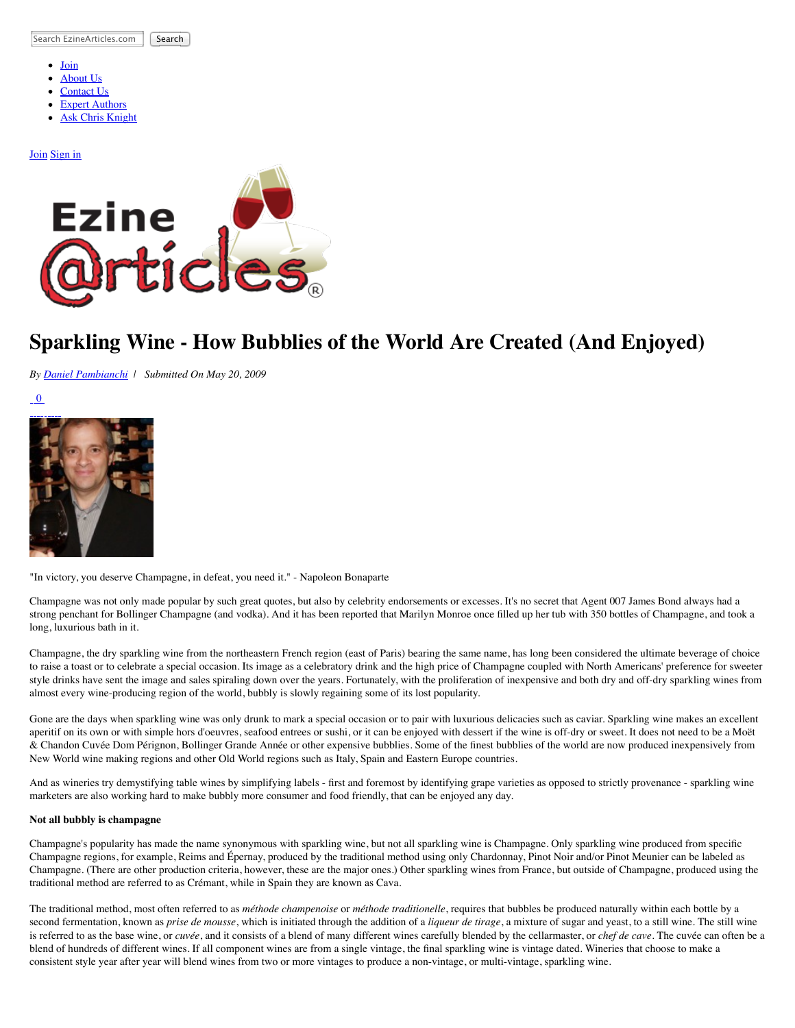Search EzineArticles.com Search

- Join
- About Us
- Contact Us
- Expert Authors
- Ask Chris Knight

Join Sign in

# Sparkling Wine - How Bubblies of the World Are Created (And Enjoyed)

*By Daniel Pambianchi | Submitted On May 20, 2009*

0

"In victory, you deserve Champagne, in defeat, you need it." - Napoleon Bonaparte

Champagne was not only made popular by such great quotes, but also by celebrity endorsements or excesses. It's no secret that Agent 007 James Bond always had a strong penchant for Bollinger Champagne (and vodka). And it has been reported that Marilyn Monroe once filled up her tub with 350 bottles of Champagne, and took a long, luxurious bath in it.

Champagne, the dry sparkling wine from the northeastern French region (east of Paris) bearing the same name, has long been considered the ultimate beverage of choice to raise a toast or to celebrate a special occasion. Its image as a celebratory drink and the high price of Champagne coupled with North Americans' preference for sweeter style drinks have sent the image and sales spiraling down over the years. Fortunately, with the proliferation of inexpensive and both dry and off-dry sparkling wines from almost every wine-producing region of the world, bubbly is slowly regaining some of its lost popularity.

Gone are the days when sparkling wine was only drunk to mark a special occasion or to pair with luxurious delicacies such as caviar. Sparkling wine makes an excellent aperitif on its own or with simple hors d'oeuvres, seafood entrees or sushi, or it can be enjoyed with dessert if the wine is off-dry or sweet. It does not need to be a Moët & Chandon Cuvée Dom Pérignon, Bollinger Grande Année or other expensive bubblies. Some of the finest bubblies of the world are now produced inexpensively from New World wine making regions and other Old World regions such as Italy, Spain and Eastern Europe countries.

And as wineries try demystifying table wines by simplifying labels - first and foremost by identifying grape varieties as opposed to strictly provenance - sparkling wine marketers are also working hard to make bubbly more consumer and food friendly, that can be enjoyed any day.

**Not all bubbly is champagne**

Champagne's popularity has made the name synonymous with sparkling wine, but not all sparkling wine is Champagne. Only sparkling wine produced from specific Champagne regions, for example, Reims and Épernay, produced by the traditional method using only Chardonnay, Pinot Noir and/or Pinot Meunier can be labeled as Champagne. (There are other production criteria, however, these are the major ones.) Other sparkling wines from France, but outside of Champagne, produced using the traditional method are referred to as Crémant, while in Spain they are known as Cava.

The traditional method, most often referred to as *méthode champenoise* or *méthode traditionelle*, requires that bubbles be produced naturally within each bottle by a second fermentation, known as *prise de mousse*, which is initiated through the addition of a *liqueur de tirage*, a mixture of sugar and yeast, to a still wine. The still wine is referred to as the base wine, or *cuvée*, and it consists of a blend of many different wines carefully blended by the cellarmaster, or *chef de cave*. The cuvée can often be a blend of hundreds of different wines. If all component wines are from a single vintage, the final sparkling wine is vintage dated. Wineries that choose to make a consistent style year after year will blend wines from two or more vintages to produce a non-vintage, or multi-vintage, sparkling wine.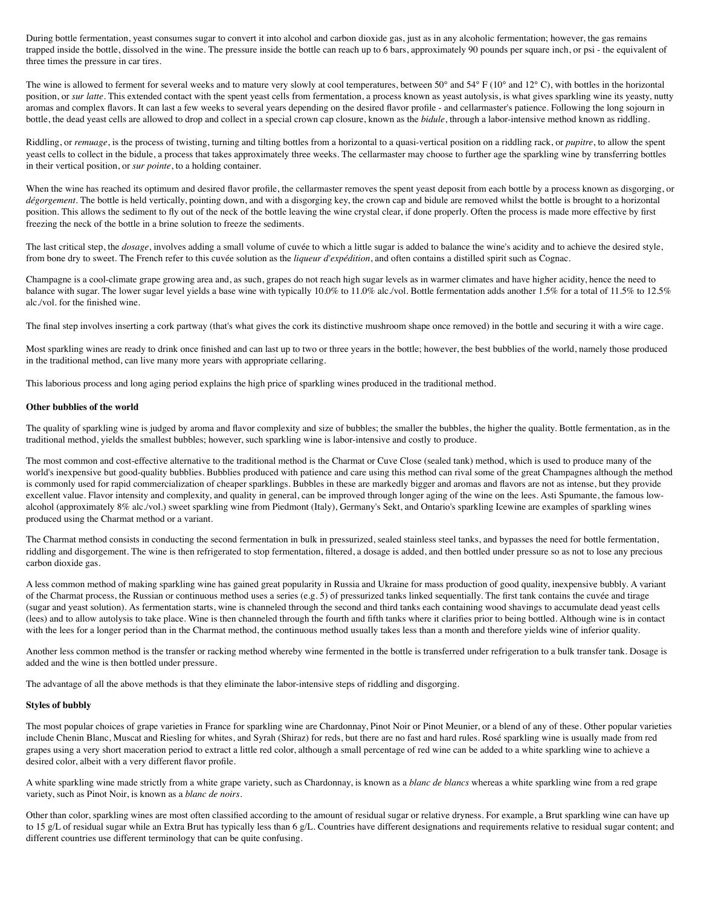During bottle fermentation, yeast consumes sugar to convert it into alcohol and carbon dioxide gas, just as in any alcoholic fermentation; however, the gas remains trapped inside the bottle, dissolved in the wine. The pressure inside the bottle can reach up to 6 bars, approximately 90 pounds per square inch, or psi - the equivalent of three times the pressure in car tires.

The wine is allowed to ferment for several weeks and to mature very slowly at cool temperatures, between 50° and 54° F (10° and 12° C), with bottles in the horizontal position, or *sur latte*. This extended contact with the spent yeast cells from fermentation, a process known as yeast autolysis, is what gives sparkling wine its yeasty, nutty aromas and complex flavors. It can last a few weeks to several years depending on the desired flavor profile - and cellarmaster's patience. Following the long sojourn in bottle, the dead yeast cells are allowed to drop and collect in a special crown cap closure, known as the *bidule*, through a labor-intensive method known as riddling.

Riddling, or *remuage*, is the process of twisting, turning and tilting bottles from a horizontal to a quasi-vertical position on a riddling rack, or *pupitre*, to allow the spent yeast cells to collect in the bidule, a process that takes approximately three weeks. The cellarmaster may choose to further age the sparkling wine by transferring bottles in their vertical position, or *sur pointe*, to a holding container.

When the wine has reached its optimum and desired flavor profile, the cellarmaster removes the spent yeast deposit from each bottle by a process known as disgorging, or *dégorgement*. The bottle is held vertically, pointing down, and with a disgorging key, the crown cap and bidule are removed whilst the bottle is brought to a horizontal position. This allows the sediment to fly out of the neck of the bottle leaving the wine crystal clear, if done properly. Often the process is made more effective by first freezing the neck of the bottle in a brine solution to freeze the sediments.

The last critical step, the *dosage*, involves adding a small volume of cuvée to which a little sugar is added to balance the wine's acidity and to achieve the desired style, from bone dry to sweet. The French refer to this cuvée solution as the *liqueur d'expédition*, and often contains a distilled spirit such as Cognac.

Champagne is a cool-climate grape growing area and, as such, grapes do not reach high sugar levels as in warmer climates and have higher acidity, hence the need to balance with sugar. The lower sugar level yields a base wine with typically 10.0% to 11.0% alc./vol. Bottle fermentation adds another 1.5% for a total of 11.5% to 12.5% alc./vol. for the finished wine.

The final step involves inserting a cork partway (that's what gives the cork its distinctive mushroom shape once removed) in the bottle and securing it with a wire cage.

Most sparkling wines are ready to drink once finished and can last up to two or three years in the bottle; however, the best bubblies of the world, namely those produced in the traditional method, can live many more years with appropriate cellaring.

This laborious process and long aging period explains the high price of sparkling wines produced in the traditional method.

**Other bubblies of the world**

The quality of sparkling wine is judged by aroma and flavor complexity and size of bubbles; the smaller the bubbles, the higher the quality. Bottle fermentation, as in the traditional method, yields the smallest bubbles; however, such sparkling wine is labor-intensive and costly to produce.

The most common and cost-effective alternative to the traditional method is the Charmat or Cuve Close (sealed tank) method, which is used to produce many of the world's inexpensive but good-quality bubblies. Bubblies produced with patience and care using this method can rival some of the great Champagnes although the method is commonly used for rapid commercialization of cheaper sparklings. Bubbles in these are markedly bigger and aromas and flavors are not as intense, but they provide excellent value. Flavor intensity and complexity, and quality in general, can be improved through longer aging of the wine on the lees. Asti Spumante, the famous low-alcohol (approximately 8% alc./vol.) sweet sparkling wine from Piedmont (Italy), Germany's Sekt, and Ontario's sparkling Icewine are examples of sparkling wines produced using the Charmat method or a variant.

The Charmat method consists in conducting the second fermentation in bulk in pressurized, sealed stainless steel tanks, and bypasses the need for bottle fermentation, riddling and disgorgement. The wine is then refrigerated to stop fermentation, filtered, a dosage is added, and then bottled under pressure so as not to lose any precious carbon dioxide gas.

A less common method of making sparkling wine has gained great popularity in Russia and Ukraine for mass production of good quality, inexpensive bubbly. A variant of the Charmat process, the Russian or continuous method uses a series (e.g. 5) of pressurized tanks linked sequentially. The first tank contains the cuvée and tirage (sugar and yeast solution). As fermentation starts, wine is channeled through the second and third tanks each containing wood shavings to accumulate dead yeast cells (lees) and to allow autolysis to take place. Wine is then channeled through the fourth and fifth tanks where it clarifies prior to being bottled. Although wine is in contact with the lees for a longer period than in the Charmat method, the continuous method usually takes less than a month and therefore yields wine of inferior quality.

Another less common method is the transfer or racking method whereby wine fermented in the bottle is transferred under refrigeration to a bulk transfer tank. Dosage is added and the wine is then bottled under pressure.

The advantage of all the above methods is that they eliminate the labor-intensive steps of riddling and disgorging.

**Styles of bubbly**

The most popular choices of grape varieties in France for sparkling wine are Chardonnay, Pinot Noir or Pinot Meunier, or a blend of any of these. Other popular varieties include Chenin Blanc, Muscat and Riesling for whites, and Syrah (Shiraz) for reds, but there are no fast and hard rules. Rosé sparkling wine is usually made from red grapes using a very short maceration period to extract a little red color, although a small percentage of red wine can be added to a white sparkling wine to achieve a desired color, albeit with a very different flavor profile.

A white sparkling wine made strictly from a white grape variety, such as Chardonnay, is known as a *blanc de blancs* whereas a white sparkling wine from a red grape variety, such as Pinot Noir, is known as a *blanc de noirs*.

Other than color, sparkling wines are most often classified according to the amount of residual sugar or relative dryness. For example, a Brut sparkling wine can have up to 15 g/L of residual sugar while an Extra Brut has typically less than 6 g/L. Countries have different designations and requirements relative to residual sugar content; and different countries use different terminology that can be quite confusing.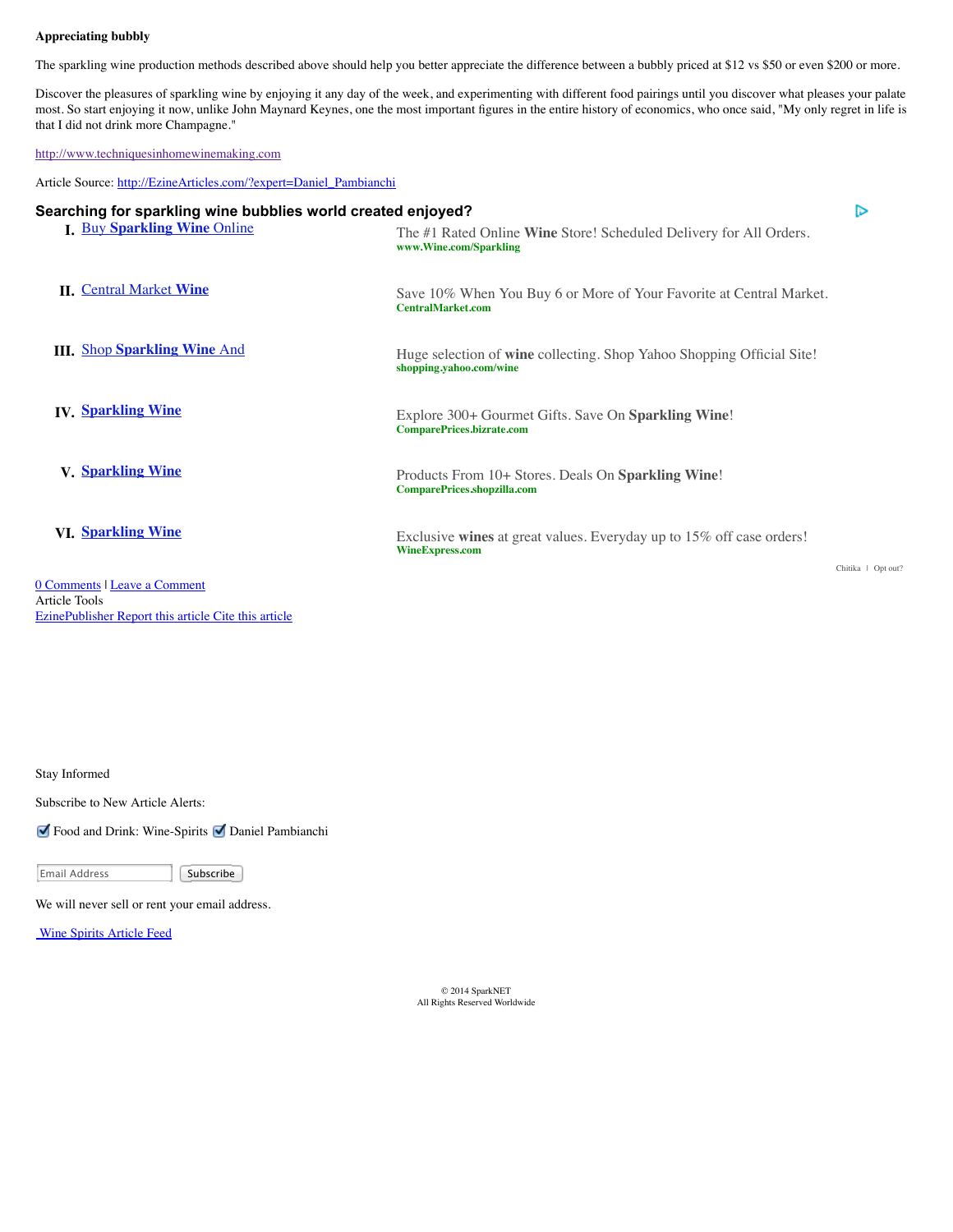**Appreciating bubbly**

The sparkling wine production methods described above should help you better appreciate the difference between a bubbly priced at $12 vs $50 or even $200 or more.

Discover the pleasures of sparkling wine by enjoying it any day of the week, and experimenting with different food pairings until you discover what pleases your palate most. So start enjoying it now, unlike John Maynard Keynes, one the most important figures in the entire history of economics, who once said, "My only regret in life is that I did not drink more Champagne."

http://www.techniquesinhomewinemaking.com

Article Source: http://EzineArticles.com/?expert=Daniel_Pambianchi

**Searching for sparkling wine bubblies world created enjoyed?**

| | |
|---|---|
| I. Buy **Sparkling Wine** Online | The #1 Rated Online **Wine** Store! Scheduled Delivery for All Orders. www.Wine.com/Sparkling |
| II. Central Market **Wine** | Save 10% When You Buy 6 or More of Your Favorite at Central Market. CentralMarket.com |
| III. Shop **Sparkling Wine** And | Huge selection of **wine** collecting. Shop Yahoo Shopping Official Site! shopping.yahoo.com/wine |
| IV. **Sparkling Wine** | Explore 300+ Gourmet Gifts. Save On **Sparkling Wine**! ComparePrices.bizrate.com |
| V. **Sparkling Wine** | Products From 10+ Stores. Deals On **Sparkling Wine**! ComparePrices.shopzilla.com |
| VI. **Sparkling Wine** | Exclusive **wines** at great values. Everyday up to 15% off case orders! WineExpress.com |

Chitika | Opt out?

0 Comments | Leave a Comment
Article Tools
EzinePublisher Report this article Cite this article

Stay Informed

Subscribe to New Article Alerts:

☑ Food and Drink: Wine-Spirits ☑ Daniel Pambianchi

Email Address [Subscribe]

We will never sell or rent your email address.

Wine Spirits Article Feed

© 2014 SparkNET
All Rights Reserved Worldwide